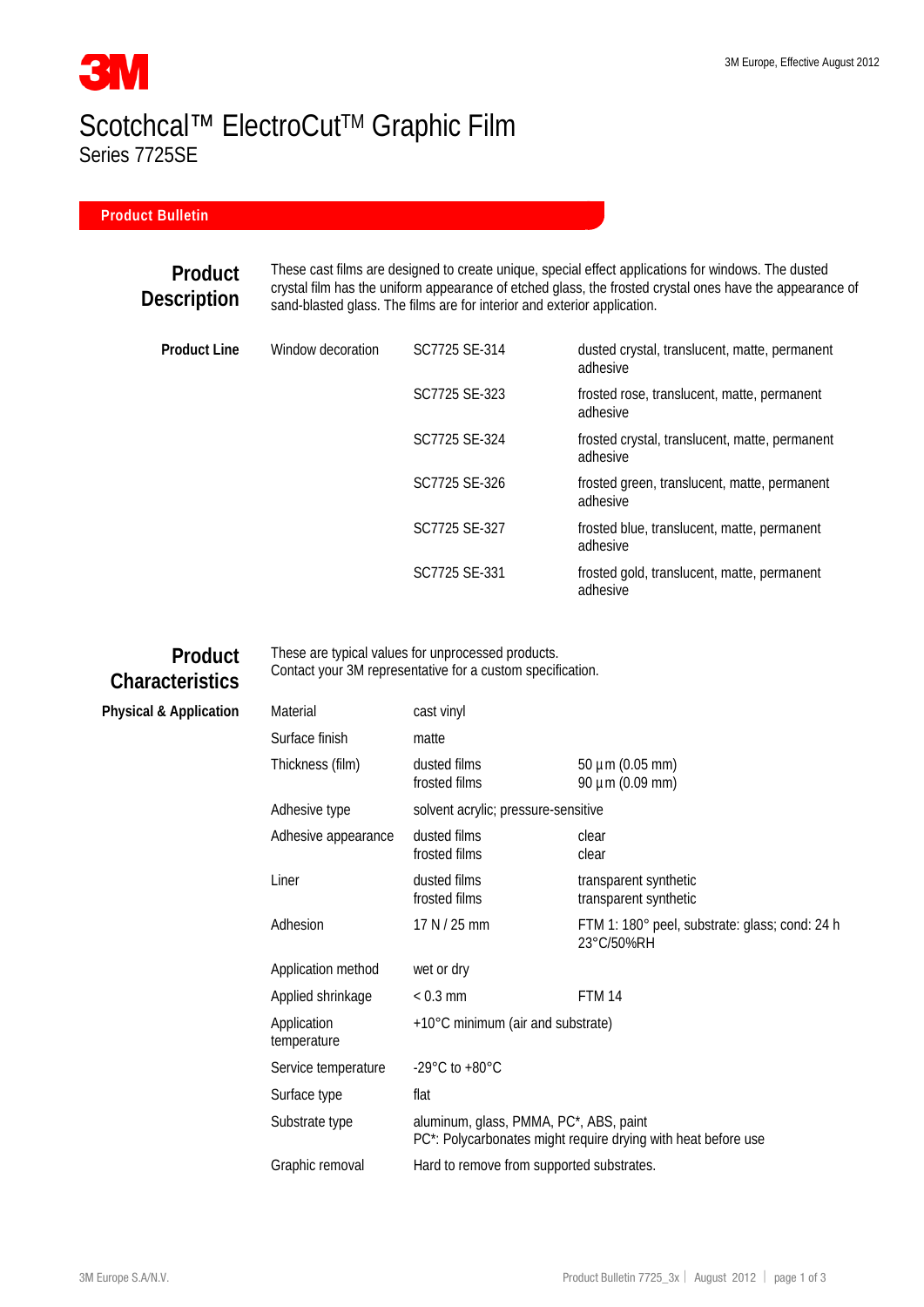3M

# Scotchcal™ ElectroCut™ Graphic Film

Series 7725SE

## Product Bulletin

## Product Description

These cast films are designed to create unique, special effect applications for windows. The dusted crystal film has the uniform appearance of etched glass, the frosted crystal ones have the appearance of sand-blasted glass. The films are for interior and exterior application.

### Product Line

| | | |
|---|---|---|
| Window decoration | SC7725 SE-314 | dusted crystal, translucent, matte, permanent adhesive |
| | SC7725 SE-323 | frosted rose, translucent, matte, permanent adhesive |
| | SC7725 SE-324 | frosted crystal, translucent, matte, permanent adhesive |
| | SC7725 SE-326 | frosted green, translucent, matte, permanent adhesive |
| | SC7725 SE-327 | frosted blue, translucent, matte, permanent adhesive |
| | SC7725 SE-331 | frosted gold, translucent, matte, permanent adhesive |

## Product Characteristics

These are typical values for unprocessed products.
Contact your 3M representative for a custom specification.

### Physical & Application

| | | |
|---|---|---|
| Material | cast vinyl | |
| Surface finish | matte | |
| Thickness (film) | dusted films<br>frosted films | 50 µm (0.05 mm)<br>90 µm (0.09 mm) |
| Adhesive type | solvent acrylic; pressure-sensitive | |
| Adhesive appearance | dusted films<br>frosted films | clear<br>clear |
| Liner | dusted films<br>frosted films | transparent synthetic<br>transparent synthetic |
| Adhesion | 17 N / 25 mm | FTM 1: 180° peel, substrate: glass; cond: 24 h 23°C/50%RH |
| Application method | wet or dry | |
| Applied shrinkage | < 0.3 mm | FTM 14 |
| Application temperature | +10°C minimum (air and substrate) | |
| Service temperature | -29°C to +80°C | |
| Surface type | flat | |
| Substrate type | aluminum, glass, PMMA, PC*, ABS, paint<br>PC*: Polycarbonates might require drying with heat before use | |
| Graphic removal | Hard to remove from supported substrates. | |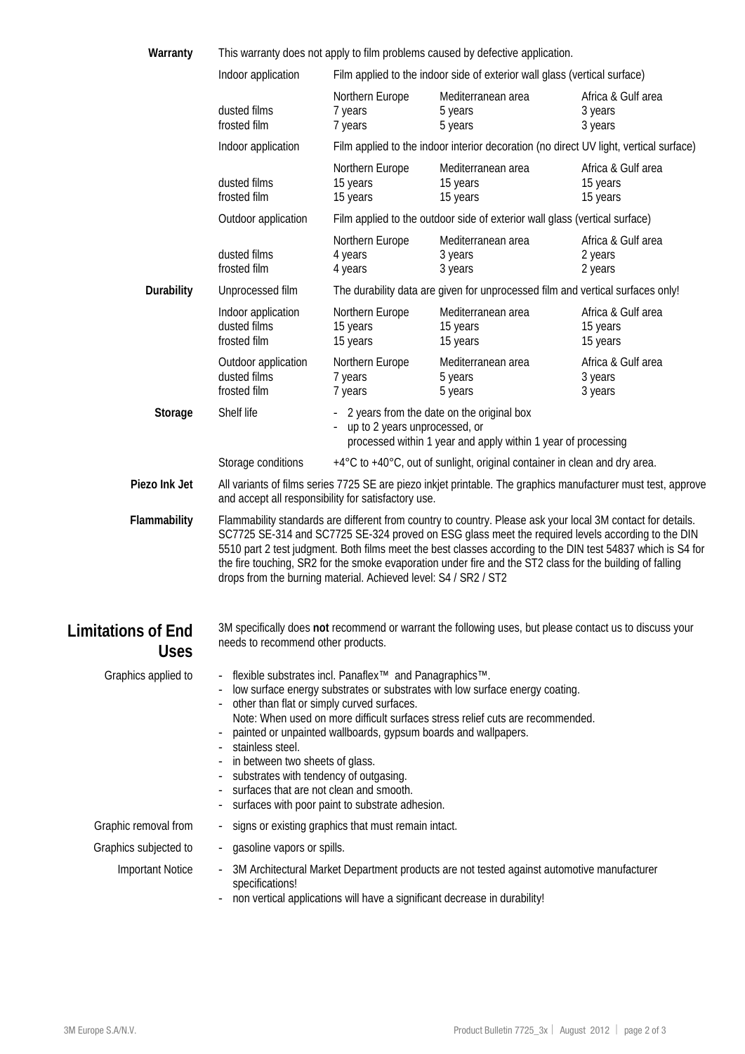**Warranty**

This warranty does not apply to film problems caused by defective application.

Indoor application — Film applied to the indoor side of exterior wall glass (vertical surface)

| | Northern Europe | Mediterranean area | Africa & Gulf area |
|---|---|---|---|
| dusted films | 7 years | 5 years | 3 years |
| frosted film | 7 years | 5 years | 3 years |

Indoor application — Film applied to the indoor interior decoration (no direct UV light, vertical surface)

| | Northern Europe | Mediterranean area | Africa & Gulf area |
|---|---|---|---|
| dusted films | 15 years | 15 years | 15 years |
| frosted film | 15 years | 15 years | 15 years |

Outdoor application — Film applied to the outdoor side of exterior wall glass (vertical surface)

| | Northern Europe | Mediterranean area | Africa & Gulf area |
|---|---|---|---|
| dusted films | 4 years | 3 years | 2 years |
| frosted film | 4 years | 3 years | 2 years |

**Durability**

Unprocessed film — The durability data are given for unprocessed film and vertical surfaces only!

| Indoor application | Northern Europe | Mediterranean area | Africa & Gulf area |
|---|---|---|---|
| dusted films | 15 years | 15 years | 15 years |
| frosted film | 15 years | 15 years | 15 years |

| Outdoor application | Northern Europe | Mediterranean area | Africa & Gulf area |
|---|---|---|---|
| dusted films | 7 years | 5 years | 3 years |
| frosted film | 7 years | 5 years | 3 years |

**Storage**

Shelf life
- 2 years from the date on the original box
- up to 2 years unprocessed, or
  processed within 1 year and apply within 1 year of processing

Storage conditions: +4°C to +40°C, out of sunlight, original container in clean and dry area.

**Piezo Ink Jet**

All variants of films series 7725 SE are piezo inkjet printable. The graphics manufacturer must test, approve and accept all responsibility for satisfactory use.

**Flammability**

Flammability standards are different from country to country. Please ask your local 3M contact for details. SC7725 SE-314 and SC7725 SE-324 proved on ESG glass meet the required levels according to the DIN 5510 part 2 test judgment. Both films meet the best classes according to the DIN test 54837 which is S4 for the fire touching, SR2 for the smoke evaporation under fire and the ST2 class for the building of falling drops from the burning material. Achieved level: S4 / SR2 / ST2

## Limitations of End Uses

3M specifically does **not** recommend or warrant the following uses, but please contact us to discuss your needs to recommend other products.

Graphics applied to
- flexible substrates incl. Panaflex™ and Panagraphics™.
- low surface energy substrates or substrates with low surface energy coating.
- other than flat or simply curved surfaces.
  Note: When used on more difficult surfaces stress relief cuts are recommended.
- painted or unpainted wallboards, gypsum boards and wallpapers.
- stainless steel.
- in between two sheets of glass.
- substrates with tendency of outgasing.
- surfaces that are not clean and smooth.
- surfaces with poor paint to substrate adhesion.

Graphic removal from
- signs or existing graphics that must remain intact.

Graphics subjected to
- gasoline vapors or spills.

Important Notice
- 3M Architectural Market Department products are not tested against automotive manufacturer specifications!
- non vertical applications will have a significant decrease in durability!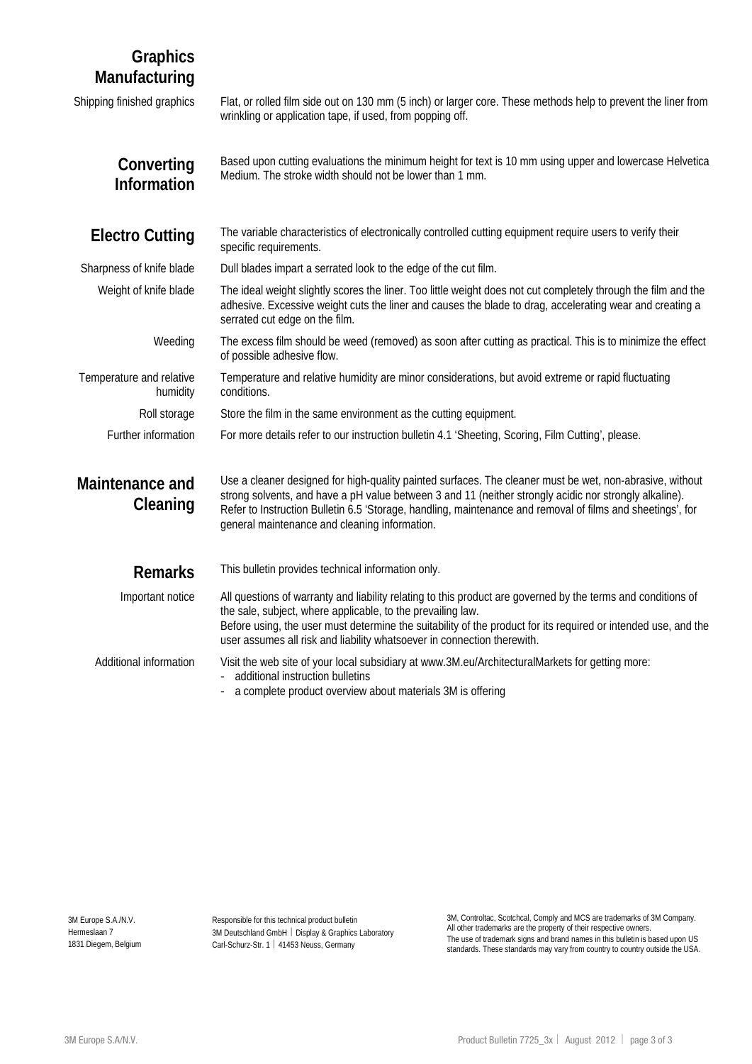## Graphics Manufacturing

**Shipping finished graphics**
Flat, or rolled film side out on 130 mm (5 inch) or larger core. These methods help to prevent the liner from wrinkling or application tape, if used, from popping off.

## Converting Information

Based upon cutting evaluations the minimum height for text is 10 mm using upper and lowercase Helvetica Medium. The stroke width should not be lower than 1 mm.

## Electro Cutting

The variable characteristics of electronically controlled cutting equipment require users to verify their specific requirements.

**Sharpness of knife blade**
Dull blades impart a serrated look to the edge of the cut film.

**Weight of knife blade**
The ideal weight slightly scores the liner. Too little weight does not cut completely through the film and the adhesive. Excessive weight cuts the liner and causes the blade to drag, accelerating wear and creating a serrated cut edge on the film.

**Weeding**
The excess film should be weed (removed) as soon after cutting as practical. This is to minimize the effect of possible adhesive flow.

**Temperature and relative humidity**
Temperature and relative humidity are minor considerations, but avoid extreme or rapid fluctuating conditions.

**Roll storage**
Store the film in the same environment as the cutting equipment.

**Further information**
For more details refer to our instruction bulletin 4.1 'Sheeting, Scoring, Film Cutting', please.

## Maintenance and Cleaning

Use a cleaner designed for high-quality painted surfaces. The cleaner must be wet, non-abrasive, without strong solvents, and have a pH value between 3 and 11 (neither strongly acidic nor strongly alkaline). Refer to Instruction Bulletin 6.5 'Storage, handling, maintenance and removal of films and sheetings', for general maintenance and cleaning information.

## Remarks

This bulletin provides technical information only.

**Important notice**
All questions of warranty and liability relating to this product are governed by the terms and conditions of the sale, subject, where applicable, to the prevailing law.
Before using, the user must determine the suitability of the product for its required or intended use, and the user assumes all risk and liability whatsoever in connection therewith.

**Additional information**
Visit the web site of your local subsidiary at www.3M.eu/ArchitecturalMarkets for getting more:
- additional instruction bulletins
- a complete product overview about materials 3M is offering

3M Europe S.A./N.V.
Hermeslaan 7
1831 Diegem, Belgium

Responsible for this technical product bulletin
3M Deutschland GmbH | Display & Graphics Laboratory
Carl-Schurz-Str. 1 | 41453 Neuss, Germany

3M, Controltac, Scotchcal, Comply and MCS are trademarks of 3M Company.
All other trademarks are the property of their respective owners.
The use of trademark signs and brand names in this bulletin is based upon US standards. These standards may vary from country to country outside the USA.